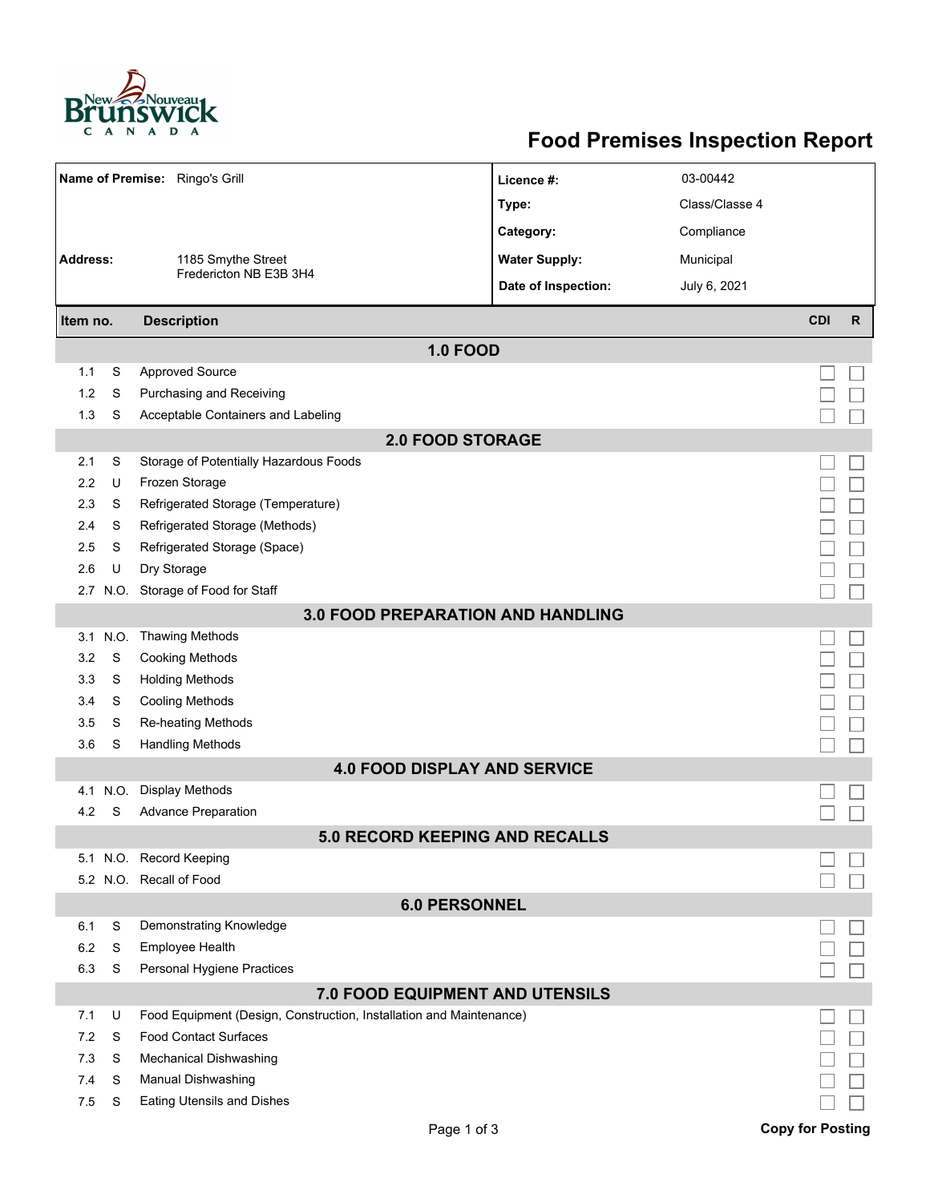# Food Premises Inspection Report

| | | | |
|---|---|---|---|
| **Name of Premise:** | Ringo's Grill | **Licence #:** | 03-00442 |
| | | **Type:** | Class/Classe 4 |
| | | **Category:** | Compliance |
| **Address:** | 1185 Smythe Street<br>Fredericton NB E3B 3H4 | **Water Supply:** | Municipal |
| | | **Date of Inspection:** | July 6, 2021 |

| Item no. | | Description | CDI | R |
|---|---|---|---|---|
| **1.0 FOOD** | | | | |
| 1.1 | S | Approved Source | ☐ | ☐ |
| 1.2 | S | Purchasing and Receiving | ☐ | ☐ |
| 1.3 | S | Acceptable Containers and Labeling | ☐ | ☐ |
| **2.0 FOOD STORAGE** | | | | |
| 2.1 | S | Storage of Potentially Hazardous Foods | ☐ | ☐ |
| 2.2 | U | Frozen Storage | ☐ | ☐ |
| 2.3 | S | Refrigerated Storage (Temperature) | ☐ | ☐ |
| 2.4 | S | Refrigerated Storage (Methods) | ☐ | ☐ |
| 2.5 | S | Refrigerated Storage (Space) | ☐ | ☐ |
| 2.6 | U | Dry Storage | ☐ | ☐ |
| 2.7 | N.O. | Storage of Food for Staff | ☐ | ☐ |
| **3.0 FOOD PREPARATION AND HANDLING** | | | | |
| 3.1 | N.O. | Thawing Methods | ☐ | ☐ |
| 3.2 | S | Cooking Methods | ☐ | ☐ |
| 3.3 | S | Holding Methods | ☐ | ☐ |
| 3.4 | S | Cooling Methods | ☐ | ☐ |
| 3.5 | S | Re-heating Methods | ☐ | ☐ |
| 3.6 | S | Handling Methods | ☐ | ☐ |
| **4.0 FOOD DISPLAY AND SERVICE** | | | | |
| 4.1 | N.O. | Display Methods | ☐ | ☐ |
| 4.2 | S | Advance Preparation | ☐ | ☐ |
| **5.0 RECORD KEEPING AND RECALLS** | | | | |
| 5.1 | N.O. | Record Keeping | ☐ | ☐ |
| 5.2 | N.O. | Recall of Food | ☐ | ☐ |
| **6.0 PERSONNEL** | | | | |
| 6.1 | S | Demonstrating Knowledge | ☐ | ☐ |
| 6.2 | S | Employee Health | ☐ | ☐ |
| 6.3 | S | Personal Hygiene Practices | ☐ | ☐ |
| **7.0 FOOD EQUIPMENT AND UTENSILS** | | | | |
| 7.1 | U | Food Equipment (Design, Construction, Installation and Maintenance) | ☐ | ☐ |
| 7.2 | S | Food Contact Surfaces | ☐ | ☐ |
| 7.3 | S | Mechanical Dishwashing | ☐ | ☐ |
| 7.4 | S | Manual Dishwashing | ☐ | ☐ |
| 7.5 | S | Eating Utensils and Dishes | ☐ | ☐ |

**Copy for Posting**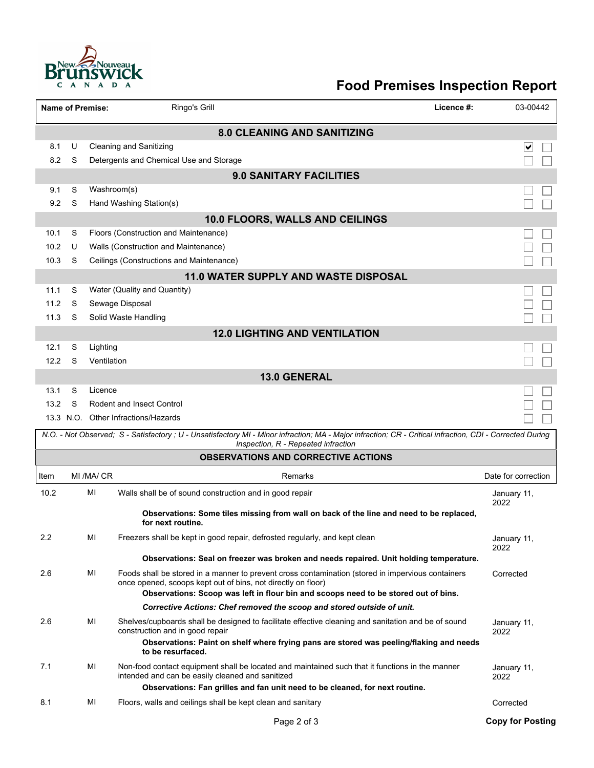# Food Premises Inspection Report

| Name of Premise: | Ringo's Grill | Licence #: | 03-00442 |
|---|---|---|---|

## 8.0 CLEANING AND SANITIZING

| | | | | |
|---|---|---|---|---|
| 8.1 | U | Cleaning and Sanitizing | ☑ | ☐ |
| 8.2 | S | Detergents and Chemical Use and Storage | ☐ | ☐ |

## 9.0 SANITARY FACILITIES

| | | | | |
|---|---|---|---|---|
| 9.1 | S | Washroom(s) | ☐ | ☐ |
| 9.2 | S | Hand Washing Station(s) | ☐ | ☐ |

## 10.0 FLOORS, WALLS AND CEILINGS

| | | | | |
|---|---|---|---|---|
| 10.1 | S | Floors (Construction and Maintenance) | ☐ | ☐ |
| 10.2 | U | Walls (Construction and Maintenance) | ☐ | ☐ |
| 10.3 | S | Ceilings (Constructions and Maintenance) | ☐ | ☐ |

## 11.0 WATER SUPPLY AND WASTE DISPOSAL

| | | | | |
|---|---|---|---|---|
| 11.1 | S | Water (Quality and Quantity) | ☐ | ☐ |
| 11.2 | S | Sewage Disposal | ☐ | ☐ |
| 11.3 | S | Solid Waste Handling | ☐ | ☐ |

## 12.0 LIGHTING AND VENTILATION

| | | | | |
|---|---|---|---|---|
| 12.1 | S | Lighting | ☐ | ☐ |
| 12.2 | S | Ventilation | ☐ | ☐ |

## 13.0 GENERAL

| | | | | |
|---|---|---|---|---|
| 13.1 | S | Licence | ☐ | ☐ |
| 13.2 | S | Rodent and Insect Control | ☐ | ☐ |
| 13.3 | N.O. | Other Infractions/Hazards | ☐ | ☐ |

*N.O. - Not Observed; S - Satisfactory ; U - Unsatisfactory MI - Minor infraction; MA - Major infraction; CR - Critical infraction, CDI - Corrected During Inspection, R - Repeated infraction*

## OBSERVATIONS AND CORRECTIVE ACTIONS

| Item | MI /MA/ CR | Remarks | Date for correction |
|---|---|---|---|
| 10.2 | MI | Walls shall be of sound construction and in good repair<br>**Observations: Some tiles missing from wall on back of the line and need to be replaced, for next routine.** | January 11, 2022 |
| 2.2 | MI | Freezers shall be kept in good repair, defrosted regularly, and kept clean<br>**Observations: Seal on freezer was broken and needs repaired. Unit holding temperature.** | January 11, 2022 |
| 2.6 | MI | Foods shall be stored in a manner to prevent cross contamination (stored in impervious containers once opened, scoops kept out of bins, not directly on floor)<br>**Observations: Scoop was left in flour bin and scoops need to be stored out of bins.**<br>***Corrective Actions: Chef removed the scoop and stored outside of unit.*** | Corrected |
| 2.6 | MI | Shelves/cupboards shall be designed to facilitate effective cleaning and sanitation and be of sound construction and in good repair<br>**Observations: Paint on shelf where frying pans are stored was peeling/flaking and needs to be resurfaced.** | January 11, 2022 |
| 7.1 | MI | Non-food contact equipment shall be located and maintained such that it functions in the manner intended and can be easily cleaned and sanitized<br>**Observations: Fan grilles and fan unit need to be cleaned, for next routine.** | January 11, 2022 |
| 8.1 | MI | Floors, walls and ceilings shall be kept clean and sanitary | Corrected |

**Copy for Posting**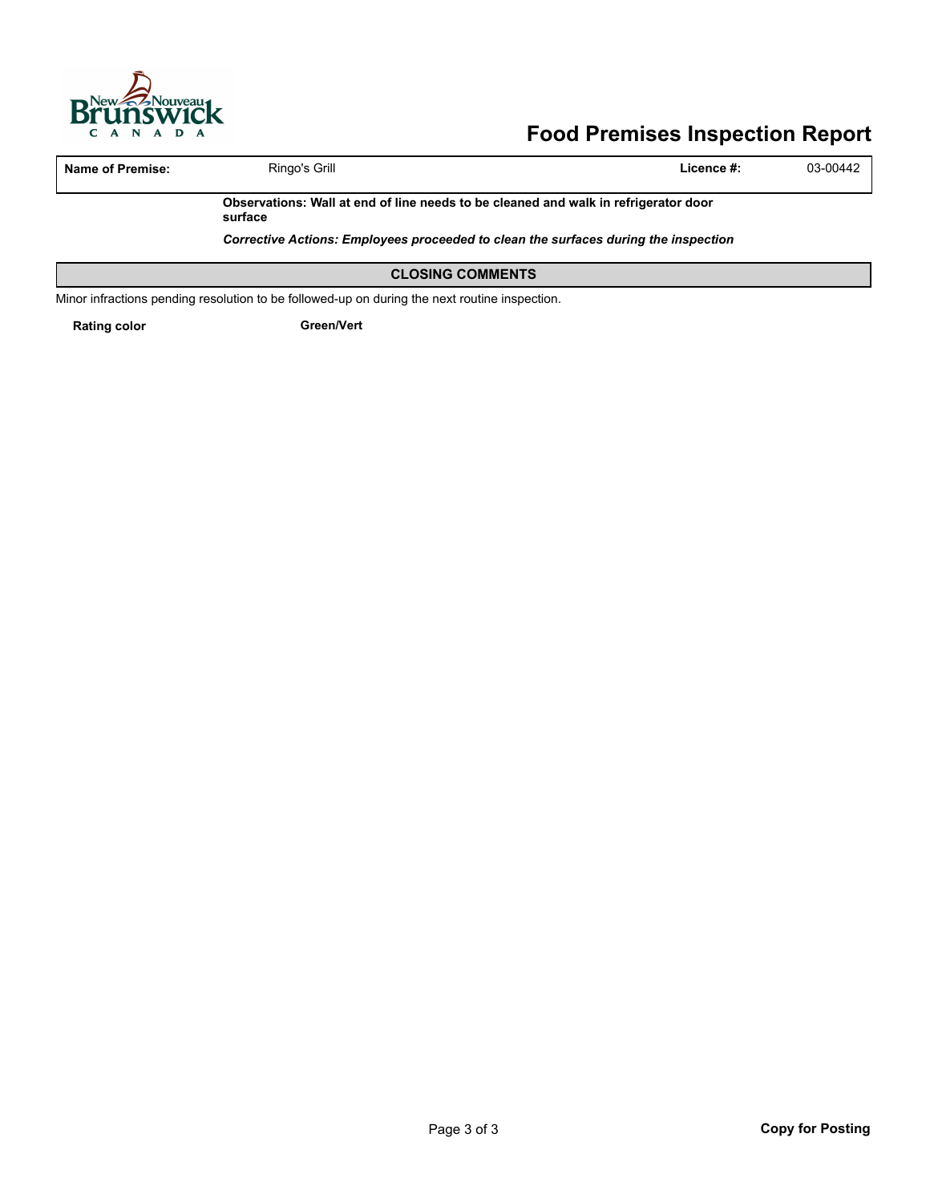# Food Premises Inspection Report

| | | | |
|---|---|---|---|
| **Name of Premise:** | Ringo's Grill | **Licence #:** | 03-00442 |

**Observations: Wall at end of line needs to be cleaned and walk in refrigerator door surface**

***Corrective Actions: Employees proceeded to clean the surfaces during the inspection***

## CLOSING COMMENTS

Minor infractions pending resolution to be followed-up on during the next routine inspection.

**Rating color** **Green/Vert**

**Copy for Posting**